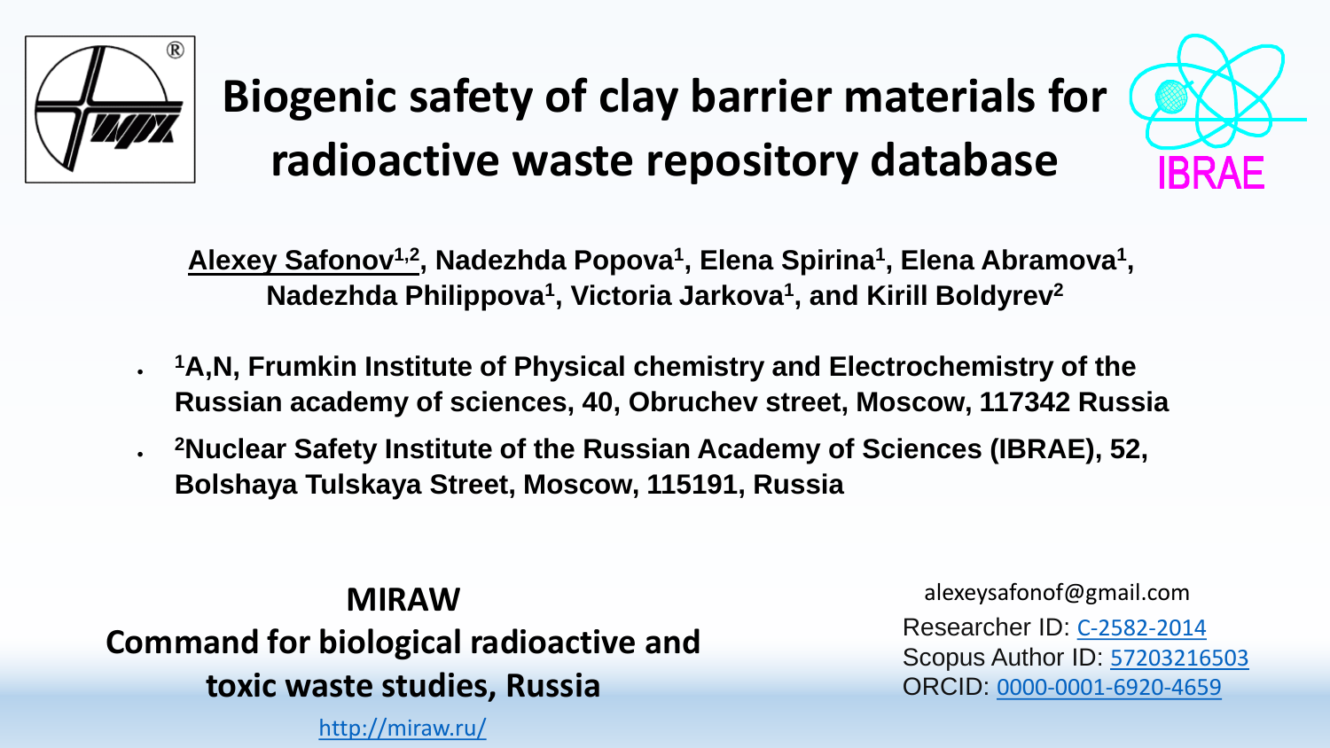# Biogenic safety of clay barrier materials for radioactive waste repository database

<u>Alexey Safonov</u>[1,2], Nadezhda Popova[1], Elena Spirina[1], Elena Abramova[1], Nadezhda Philippova[1], Victoria Jarkova[1], and Kirill Boldyrev[2]

- [1]A,N, Frumkin Institute of Physical chemistry and Electrochemistry of the Russian academy of sciences, 40, Obruchev street, Moscow, 117342 Russia
- [2]Nuclear Safety Institute of the Russian Academy of Sciences (IBRAE), 52, Bolshaya Tulskaya Street, Moscow, 115191, Russia

**MIRAW**

**Command for biological radioactive and toxic waste studies, Russia**

http://miraw.ru/

alexeysafonof@gmail.com

Researcher ID: C-2582-2014

Scopus Author ID: 57203216503

ORCID: 0000-0001-6920-4659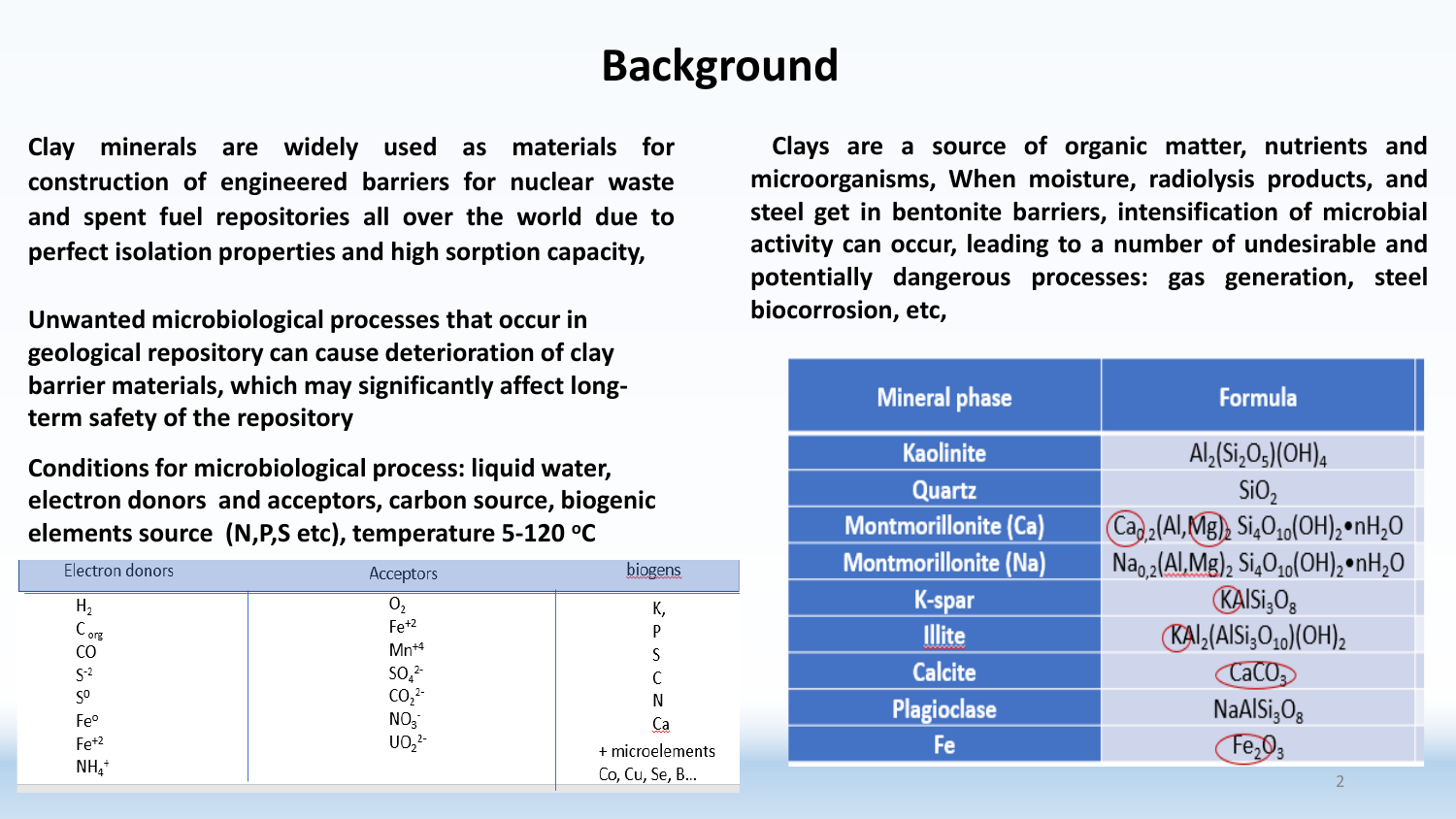# Background

Clay minerals are widely used as materials for construction of engineered barriers for nuclear waste and spent fuel repositories all over the world due to perfect isolation properties and high sorption capacity,

Unwanted microbiological processes that occur in geological repository can cause deterioration of clay barrier materials, which may significantly affect long-term safety of the repository

Conditions for microbiological process: liquid water, electron donors and acceptors, carbon source, biogenic elements source (N,P,S etc), temperature 5-120 °C

| Electron donors | Acceptors | biogens |
|---|---|---|
| $H_2$ | $O_2$ | K, |
| $C_{org}$ | $Fe^{+2}$ | P |
| CO | $Mn^{+4}$ | S |
| $S^{-2}$ | $SO_4^{2-}$ | C |
| $S^0$ | $CO_2^{2-}$ | N |
| $Fe^o$ | $NO_3^-$ | Ca |
| $Fe^{+2}$ | $UO_2^{2-}$ | + microelements |
| $NH_4^+$ | | Co, Cu, Se, B… |

Clays are a source of organic matter, nutrients and microorganisms, When moisture, radiolysis products, and steel get in bentonite barriers, intensification of microbial activity can occur, leading to a number of undesirable and potentially dangerous processes: gas generation, steel biocorrosion, etc,

| Mineral phase | Formula |
|---|---|
| Kaolinite | $Al_2(Si_2O_5)(OH)_4$ |
| Quartz | $SiO_2$ |
| Montmorillonite (Ca) | $Ca_{0,2}(Al,Mg)_2\ Si_4O_{10}(OH)_2{\bullet}nH_2O$ |
| Montmorillonite (Na) | $Na_{0,2}(Al,Mg)_2\ Si_4O_{10}(OH)_2{\bullet}nH_2O$ |
| K-spar | $KAlSi_3O_8$ |
| Illite | $KAl_2(AlSi_3O_{10})(OH)_2$ |
| Calcite | $CaCO_3$ |
| Plagioclase | $NaAlSi_3O_8$ |
| Fe | $Fe_2O_3$ |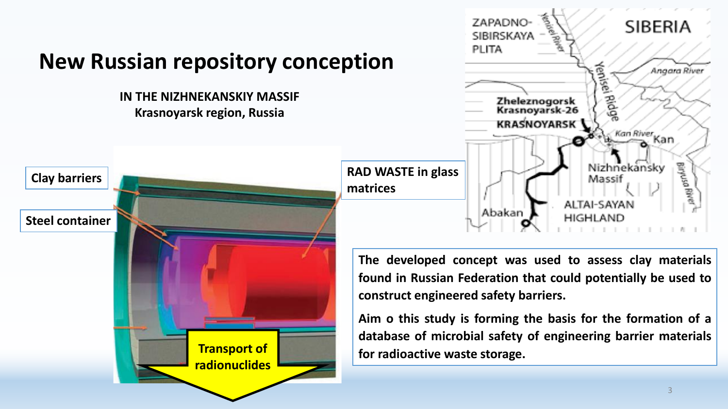# New Russian repository conception

**IN THE NIZHNEKANSKIY MASSIF**
**Krasnoyarsk region, Russia**

Clay barriers

Steel container

RAD WASTE in glass matrices

Transport of radionuclides

ZAPADNO-SIBIRSKAYA PLITA

SIBERIA

Yenisei River

Yenisei Ridge

Angara River

Zheleznogorsk Krasnoyarsk-26

KRASNOYARSK

Kan River

Kan

Nizhnekansky Massif

Biryusa River

Abakan

ALTAI-SAYAN HIGHLAND

**The developed concept was used to assess clay materials found in Russian Federation that could potentially be used to construct engineered safety barriers.**

**Aim o this study is forming the basis for the formation of a database of microbial safety of engineering barrier materials for radioactive waste storage.**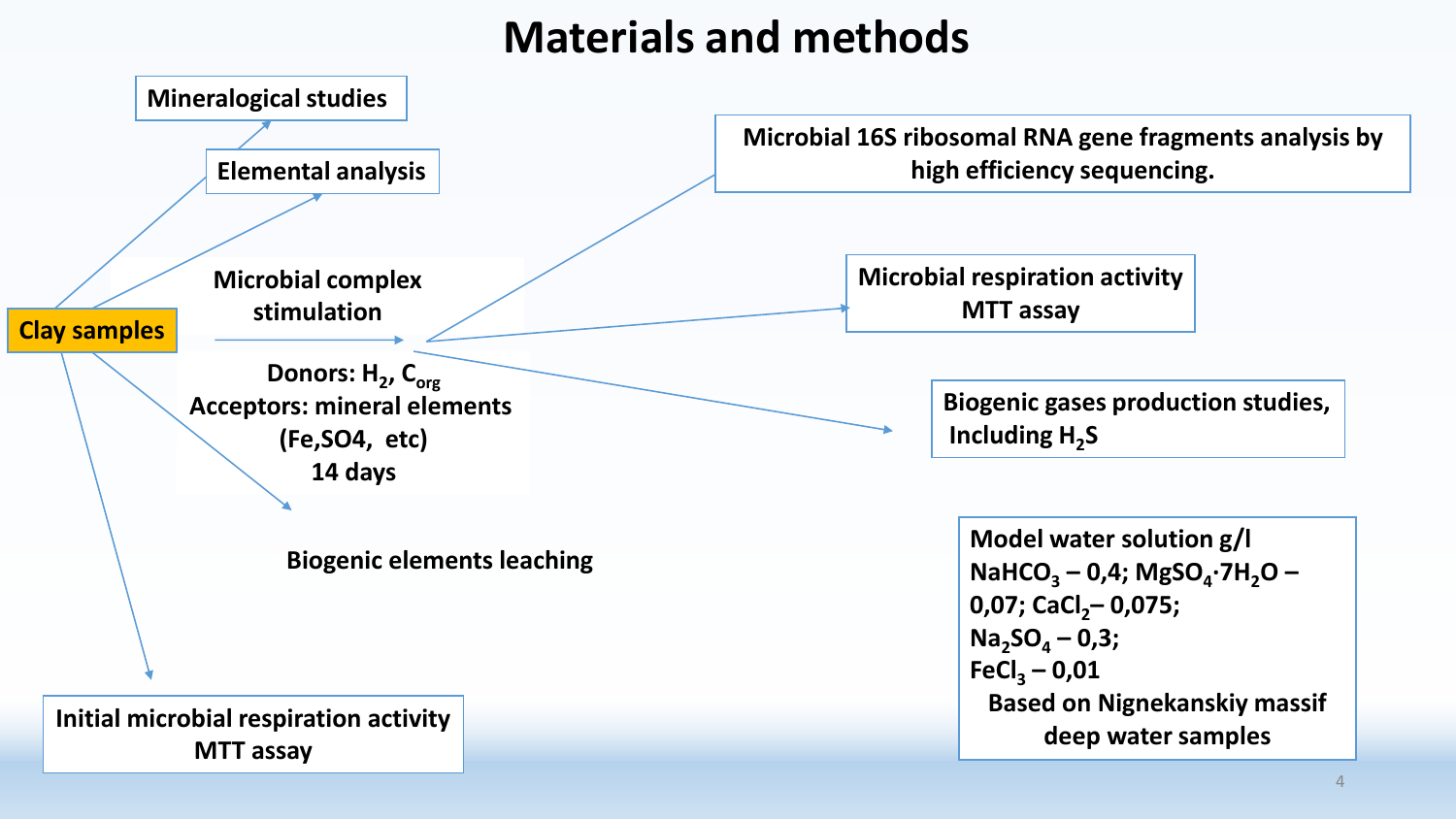# Materials and methods

**Clay samples**

- **Mineralogical studies**
- **Elemental analysis**
- **Microbial complex stimulation**
  - **Donors: $H_2$, $C_{org}$**
  - **Acceptors: mineral elements (Fe, SO4, etc)**
  - **14 days**
    - **Microbial 16S ribosomal RNA gene fragments analysis by high efficiency sequencing.**
    - **Microbial respiration activity MTT assay**
    - **Biogenic gases production studies, Including $H_2S$**
- **Biogenic elements leaching**
- **Initial microbial respiration activity MTT assay**

**Model water solution g/l**
**$NaHCO_3$ – 0,4; $MgSO_4 \cdot 7H_2O$ – 0,07; $CaCl_2$ – 0,075;**
**$Na_2SO_4$ – 0,3;**
**$FeCl_3$ – 0,01**
**Based on Nignekanskiy massif deep water samples**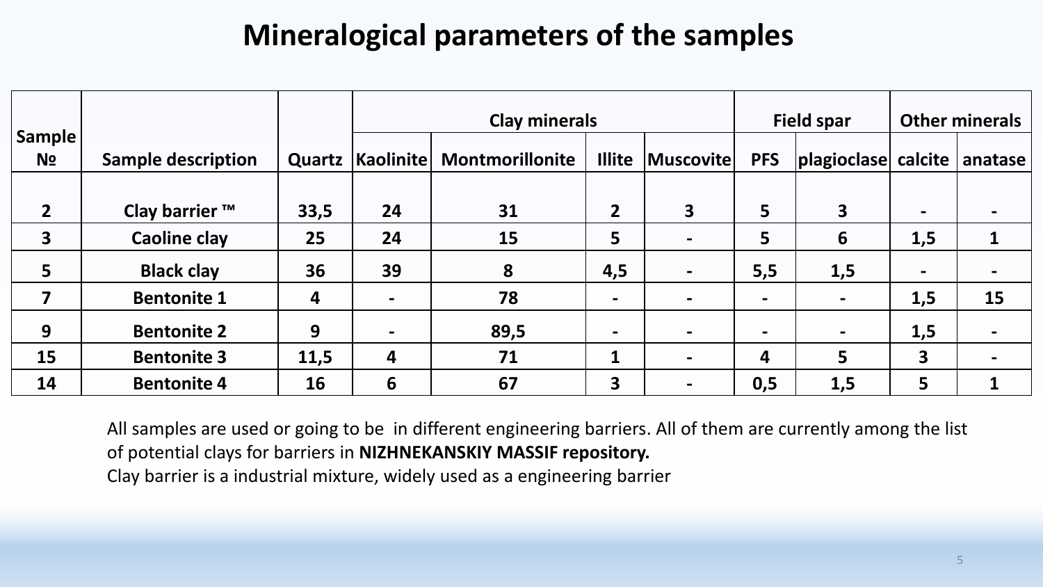# Mineralogical parameters of the samples

| Sample № | Sample description | Quartz | Clay minerals | | | | Field spar | | Other minerals | |
|---|---|---|---|---|---|---|---|---|---|---|
| | | | Kaolinite | Montmorillonite | Illite | Muscovite | PFS | plagioclase | calcite | anatase |
| 2 | Clay barrier ™ | 33,5 | 24 | 31 | 2 | 3 | 5 | 3 | - | - |
| 3 | Caoline clay | 25 | 24 | 15 | 5 | - | 5 | 6 | 1,5 | 1 |
| 5 | Black clay | 36 | 39 | 8 | 4,5 | - | 5,5 | 1,5 | - | - |
| 7 | Bentonite 1 | 4 | - | 78 | - | - | - | - | 1,5 | 15 |
| 9 | Bentonite 2 | 9 | - | 89,5 | - | - | - | - | 1,5 | - |
| 15 | Bentonite 3 | 11,5 | 4 | 71 | 1 | - | 4 | 5 | 3 | - |
| 14 | Bentonite 4 | 16 | 6 | 67 | 3 | - | 0,5 | 1,5 | 5 | 1 |

All samples are used or going to be in different engineering barriers. All of them are currently among the list of potential clays for barriers in **NIZHNEKANSKIY MASSIF repository.**

Clay barrier is a industrial mixture, widely used as a engineering barrier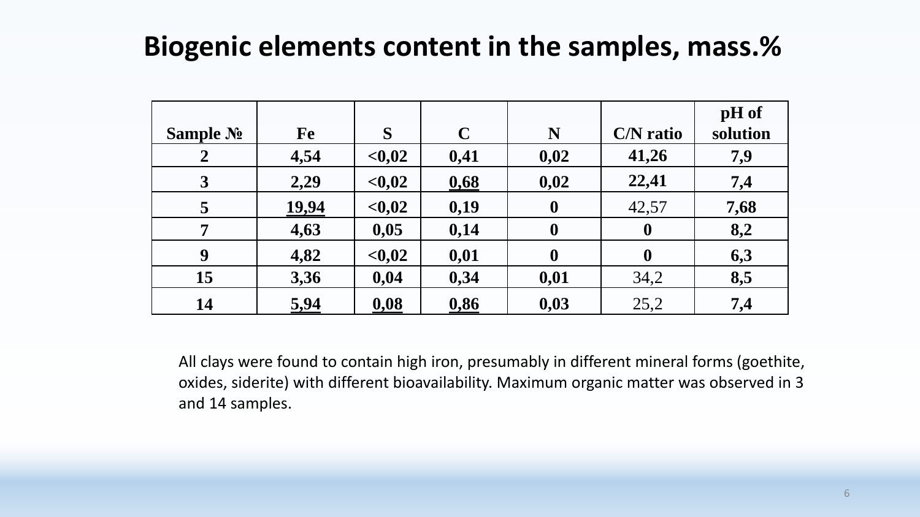# Biogenic elements content in the samples, mass.%

| Sample № | Fe | S | C | N | C/N ratio | pH of solution |
|---|---|---|---|---|---|---|
| **2** | **4,54** | **<0,02** | **0,41** | **0,02** | **41,26** | **7,9** |
| **3** | **2,29** | **<0,02** | **<u>0,68</u>** | **0,02** | **22,41** | **7,4** |
| **5** | **<u>19,94</u>** | **<0,02** | **0,19** | **0** | 42,57 | **7,68** |
| **7** | **4,63** | **0,05** | **0,14** | **0** | **0** | **8,2** |
| **9** | **4,82** | **<0,02** | **0,01** | **0** | **0** | **6,3** |
| **15** | **3,36** | **0,04** | **0,34** | **0,01** | 34,2 | **8,5** |
| **14** | **<u>5,94</u>** | **<u>0,08</u>** | **<u>0,86</u>** | **0,03** | 25,2 | **7,4** |

All clays were found to contain high iron, presumably in different mineral forms (goethite, oxides, siderite) with different bioavailability. Maximum organic matter was observed in 3 and 14 samples.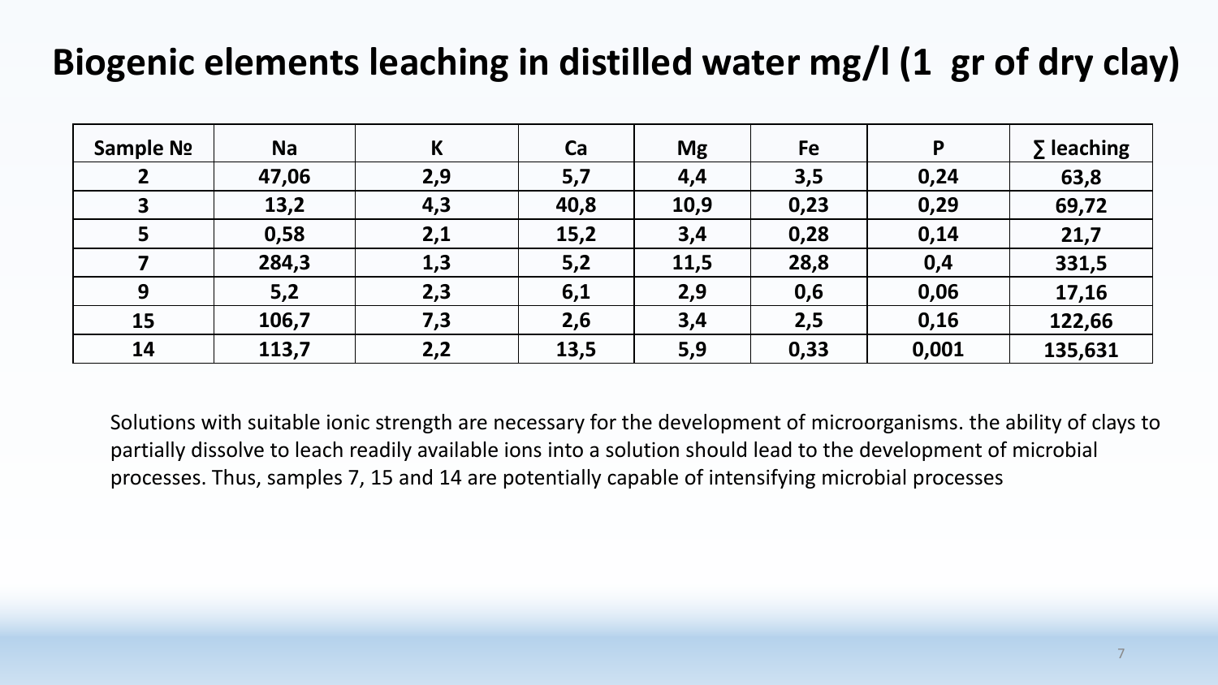# Biogenic elements leaching in distilled water mg/l (1 gr of dry clay)

| Sample № | Na | K | Ca | Mg | Fe | P | ∑ leaching |
|---|---|---|---|---|---|---|---|
| 2 | 47,06 | 2,9 | 5,7 | 4,4 | 3,5 | 0,24 | 63,8 |
| 3 | 13,2 | 4,3 | 40,8 | 10,9 | 0,23 | 0,29 | 69,72 |
| 5 | 0,58 | 2,1 | 15,2 | 3,4 | 0,28 | 0,14 | 21,7 |
| 7 | 284,3 | 1,3 | 5,2 | 11,5 | 28,8 | 0,4 | 331,5 |
| 9 | 5,2 | 2,3 | 6,1 | 2,9 | 0,6 | 0,06 | 17,16 |
| 15 | 106,7 | 7,3 | 2,6 | 3,4 | 2,5 | 0,16 | 122,66 |
| 14 | 113,7 | 2,2 | 13,5 | 5,9 | 0,33 | 0,001 | 135,631 |

Solutions with suitable ionic strength are necessary for the development of microorganisms. the ability of clays to partially dissolve to leach readily available ions into a solution should lead to the development of microbial processes. Thus, samples 7, 15 and 14 are potentially capable of intensifying microbial processes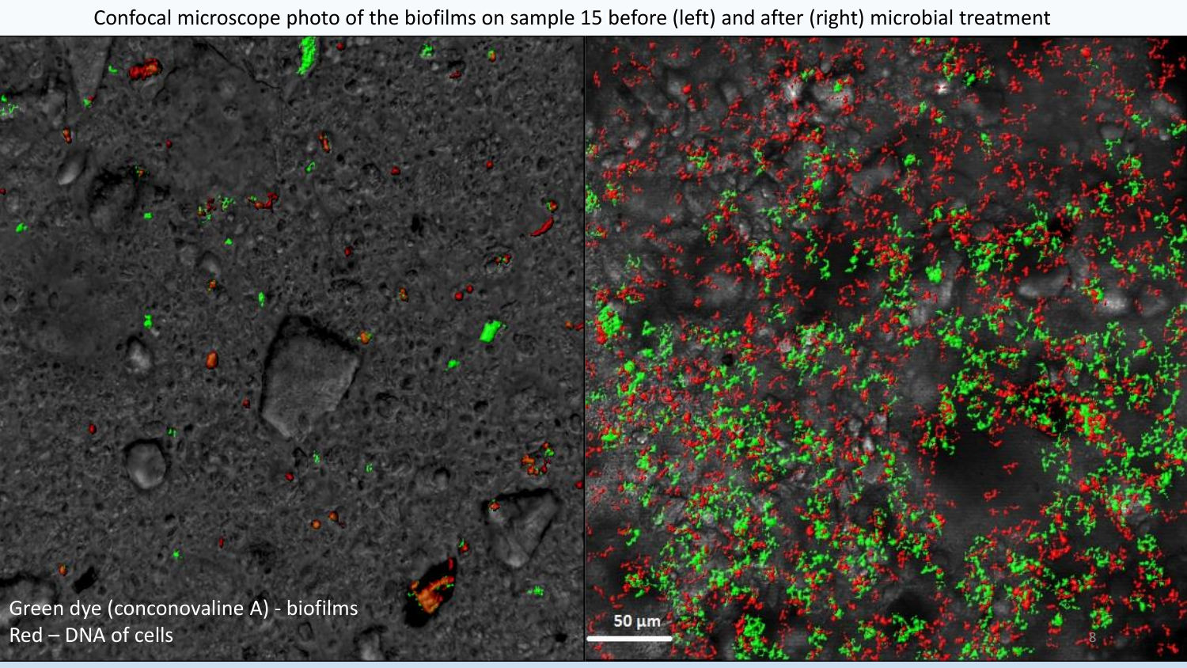Confocal microscope photo of the biofilms on sample 15 before (left) and after (right) microbial treatment

Green dye (conconovaline A) - biofilms
Red – DNA of cells

50 µm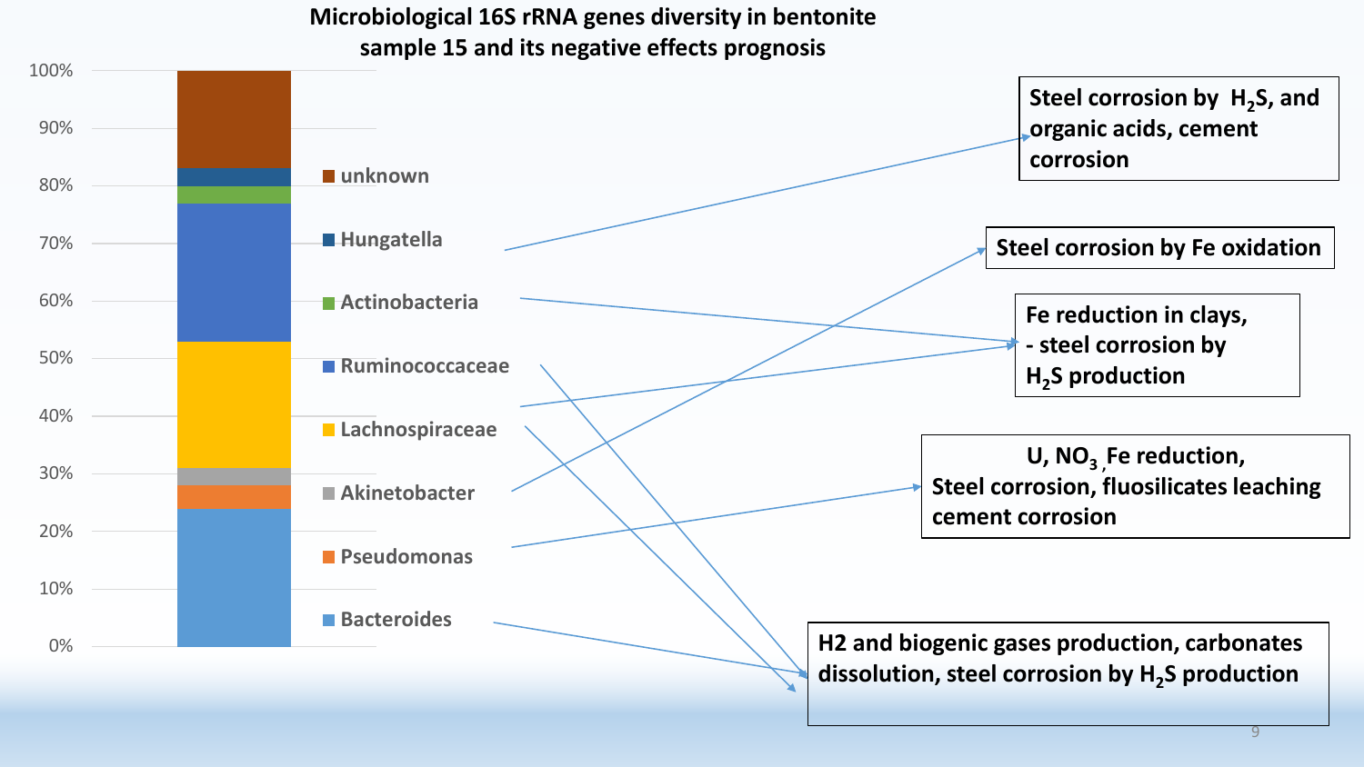## Microbiological 16S rRNA genes diversity in bentonite sample 15 and its negative effects prognosis

| Taxon | Approximate share (%) | Negative effects prognosis |
| --- | --- | --- |
| unknown | 17 | |
| Hungatella | 3 | Steel corrosion by $H_2S$, and organic acids, cement corrosion |
| Actinobacteria | 3 | Fe reduction in clays, - steel corrosion by $H_2S$ production |
| Ruminococcaceae | 24 | H2 and biogenic gases production, carbonates dissolution, steel corrosion by $H_2S$ production |
| Lachnospiraceae | 22 | H2 and biogenic gases production, carbonates dissolution, steel corrosion by $H_2S$ production |
| Akinetobacter | 3 | Steel corrosion by Fe oxidation |
| Pseudomonas | 4 | U, $NO_3$, Fe reduction, Steel corrosion, fluosilicates leaching cement corrosion |
| Bacteroides | 24 | H2 and biogenic gases production, carbonates dissolution, steel corrosion by $H_2S$ production |

Note: Share values are approximate, estimated from the stacked bar chart (0%–100% axis). In the chart, one arrow from the label region between Ruminococcaceae and Lachnospiraceae points to "Fe reduction in clays, - steel corrosion by $H_2S$ production"; the assignment of this arrow to a specific taxon is uncertain.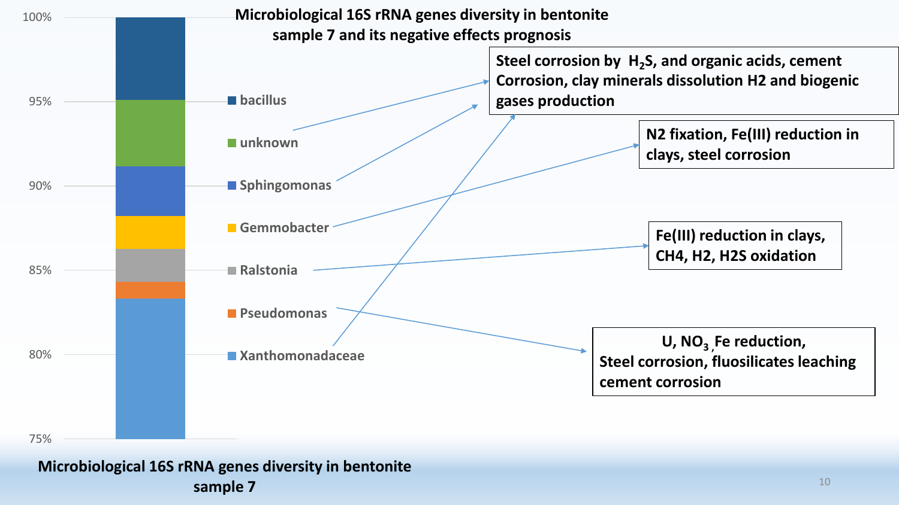## Microbiological 16S rRNA genes diversity in bentonite sample 7 and its negative effects prognosis

- bacillus
- unknown
- Sphingomonas
- Gemmobacter
- Ralstonia
- Pseudomonas
- Xanthomonadaceae

Steel corrosion by $H_2S$, and organic acids, cement Corrosion, clay minerals dissolution H2 and biogenic gases production

N2 fixation, Fe(III) reduction in clays, steel corrosion

Fe(III) reduction in clays, CH4, H2, H2S oxidation

U, $NO_3$, Fe reduction, Steel corrosion, fluosilicates leaching cement corrosion

Microbiological 16S rRNA genes diversity in bentonite sample 7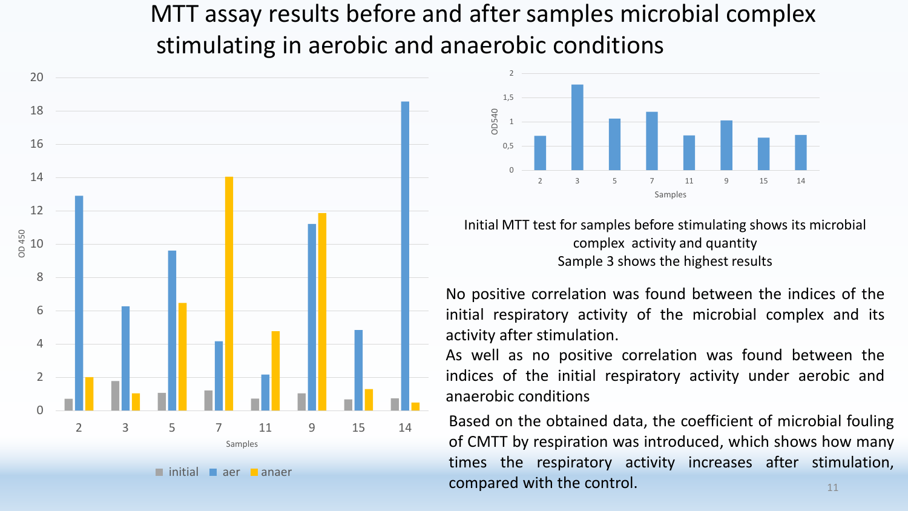# MTT assay results before and after samples microbial complex stimulating in aerobic and anaerobic conditions

Initial MTT test for samples before stimulating shows its microbial complex activity and quantity
Sample 3 shows the highest results

No positive correlation was found between the indices of the initial respiratory activity of the microbial complex and its activity after stimulation.

As well as no positive correlation was found between the indices of the initial respiratory activity under aerobic and anaerobic conditions

Based on the obtained data, the coefficient of microbial fouling of CMTT by respiration was introduced, which shows how many times the respiratory activity increases after stimulation, compared with the control.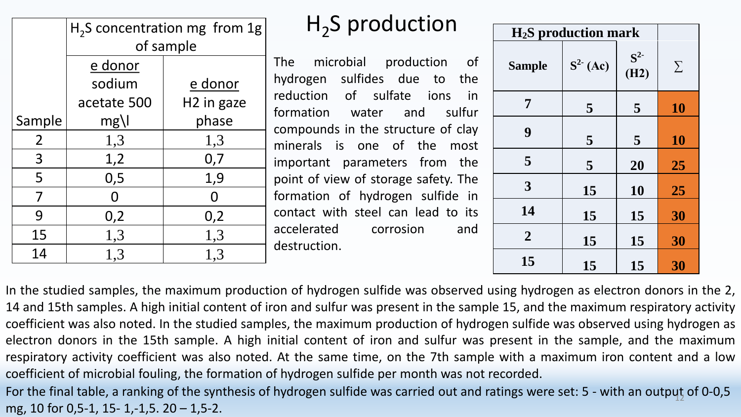# $H_2S$ production

| Sample | $H_2S$ concentration mg from 1g of sample | |
|---|---|---|
| | e donor sodium acetate 500 mg\l | e donor H2 in gaze phase |
| 2 | 1,3 | 1,3 |
| 3 | 1,2 | 0,7 |
| 5 | 0,5 | 1,9 |
| 7 | 0 | 0 |
| 9 | 0,2 | 0,2 |
| 15 | 1,3 | 1,3 |
| 14 | 1,3 | 1,3 |

The microbial production of hydrogen sulfides due to the reduction of sulfate ions in formation water and sulfur compounds in the structure of clay minerals is one of the most important parameters from the point of view of storage safety. The formation of hydrogen sulfide in contact with steel can lead to its accelerated corrosion and destruction.

| **$H_2S$ production mark** | | | |
|---|---|---|---|
| **Sample** | **$S^{2-}$ (Ac)** | **$S^{2-}$ (H2)** | **∑** |
| **7** | **5** | **5** | **10** |
| **9** | **5** | **5** | **10** |
| **5** | **5** | **20** | **25** |
| **3** | **15** | **10** | **25** |
| **14** | **15** | **15** | **30** |
| **2** | **15** | **15** | **30** |
| **15** | **15** | **15** | **30** |

In the studied samples, the maximum production of hydrogen sulfide was observed using hydrogen as electron donors in the 2, 14 and 15th samples. A high initial content of iron and sulfur was present in the sample 15, and the maximum respiratory activity coefficient was also noted. In the studied samples, the maximum production of hydrogen sulfide was observed using hydrogen as electron donors in the 15th sample. A high initial content of iron and sulfur was present in the sample, and the maximum respiratory activity coefficient was also noted. At the same time, on the 7th sample with a maximum iron content and a low coefficient of microbial fouling, the formation of hydrogen sulfide per month was not recorded.

For the final table, a ranking of the synthesis of hydrogen sulfide was carried out and ratings were set: 5 - with an output of 0-0,5 mg, 10 for 0,5-1, 15- 1,-1,5. 20 – 1,5-2.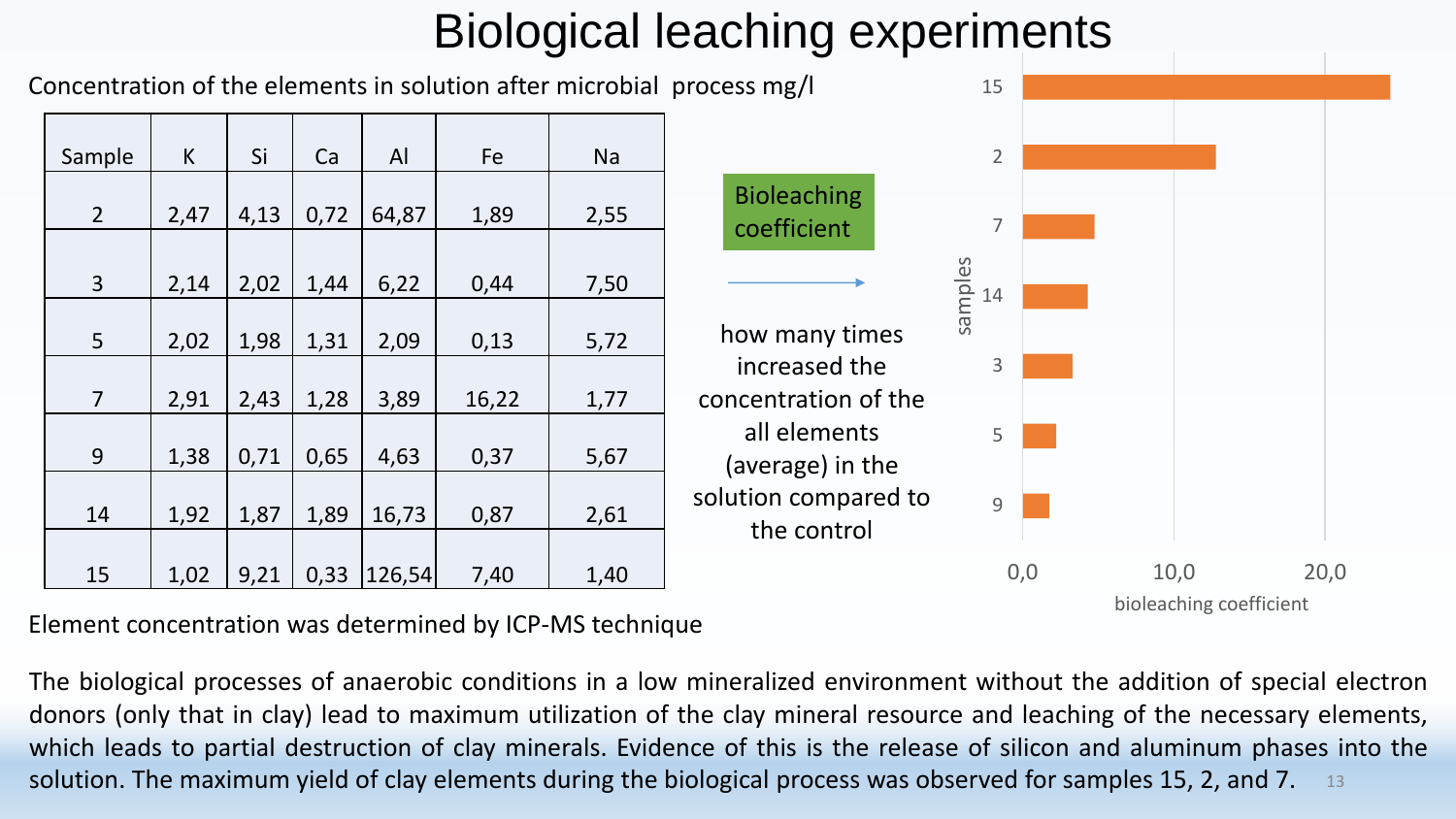# Biological leaching experiments

Concentration of the elements in solution after microbial process mg/l

| Sample | K | Si | Ca | Al | Fe | Na |
|---|---|---|---|---|---|---|
| 2 | 2,47 | 4,13 | 0,72 | 64,87 | 1,89 | 2,55 |
| 3 | 2,14 | 2,02 | 1,44 | 6,22 | 0,44 | 7,50 |
| 5 | 2,02 | 1,98 | 1,31 | 2,09 | 0,13 | 5,72 |
| 7 | 2,91 | 2,43 | 1,28 | 3,89 | 16,22 | 1,77 |
| 9 | 1,38 | 0,71 | 0,65 | 4,63 | 0,37 | 5,67 |
| 14 | 1,92 | 1,87 | 1,89 | 16,73 | 0,87 | 2,61 |
| 15 | 1,02 | 9,21 | 0,33 | 126,54 | 7,40 | 1,40 |

Element concentration was determined by ICP-MS technique

Bioleaching coefficient → how many times increased the concentration of the all elements (average) in the solution compared to the control

samples: 15, 2, 7, 14, 3, 5, 9

bioleaching coefficient: 0,0 – 10,0 – 20,0

The biological processes of anaerobic conditions in a low mineralized environment without the addition of special electron donors (only that in clay) lead to maximum utilization of the clay mineral resource and leaching of the necessary elements, which leads to partial destruction of clay minerals. Evidence of this is the release of silicon and aluminum phases into the solution. The maximum yield of clay elements during the biological process was observed for samples 15, 2, and 7.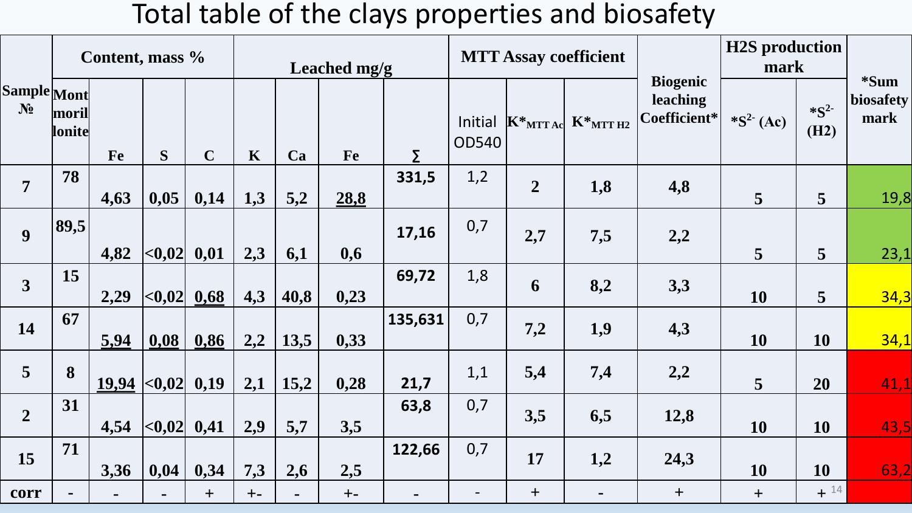# Total table of the clays properties and biosafety

| Sample № | Content, mass % | | | | Leached mg/g | | | | MTT Assay coefficient | | | Biogenic leaching Coefficient* | H2S production mark | | *Sum biosafety mark |
|---|---|---|---|---|---|---|---|---|---|---|---|---|---|---|---|
| | Montmorillonite | Fe | S | C | K | Ca | Fe | ∑ | Initial OD540 | $K^*_{MTT\,Ac}$ | $K^*_{MTT\,H2}$ | | $*S^{2-}$ (Ac) | $*S^{2-}$ (H2) | |
| 7 | 78 | 4,63 | 0,05 | 0,14 | 1,3 | 5,2 | 28,8 | 331,5 | 1,2 | 2 | 1,8 | 4,8 | 5 | 5 | 19,8 |
| 9 | 89,5 | 4,82 | <0,02 | 0,01 | 2,3 | 6,1 | 0,6 | 17,16 | 0,7 | 2,7 | 7,5 | 2,2 | 5 | 5 | 23,1 |
| 3 | 15 | 2,29 | <0,02 | 0,68 | 4,3 | 40,8 | 0,23 | 69,72 | 1,8 | 6 | 8,2 | 3,3 | 10 | 5 | 34,3 |
| 14 | 67 | 5,94 | 0,08 | 0,86 | 2,2 | 13,5 | 0,33 | 135,631 | 0,7 | 7,2 | 1,9 | 4,3 | 10 | 10 | 34,1 |
| 5 | 8 | 19,94 | <0,02 | 0,19 | 2,1 | 15,2 | 0,28 | 21,7 | 1,1 | 5,4 | 7,4 | 2,2 | 5 | 20 | 41,1 |
| 2 | 31 | 4,54 | <0,02 | 0,41 | 2,9 | 5,7 | 3,5 | 63,8 | 0,7 | 3,5 | 6,5 | 12,8 | 10 | 10 | 43,5 |
| 15 | 71 | 3,36 | 0,04 | 0,34 | 7,3 | 2,6 | 2,5 | 122,66 | 0,7 | 17 | 1,2 | 24,3 | 10 | 10 | 63,2 |
| corr | - | - | - | + | +- | - | +- | - | - | + | - | + | + | + | |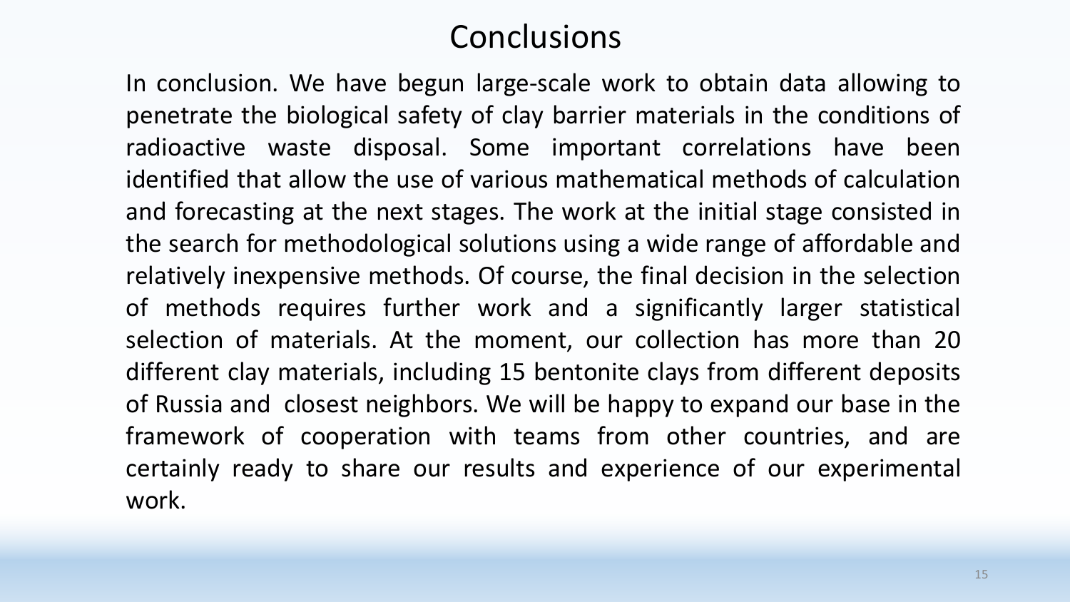# Conclusions

In conclusion. We have begun large-scale work to obtain data allowing to penetrate the biological safety of clay barrier materials in the conditions of radioactive waste disposal. Some important correlations have been identified that allow the use of various mathematical methods of calculation and forecasting at the next stages. The work at the initial stage consisted in the search for methodological solutions using a wide range of affordable and relatively inexpensive methods. Of course, the final decision in the selection of methods requires further work and a significantly larger statistical selection of materials. At the moment, our collection has more than 20 different clay materials, including 15 bentonite clays from different deposits of Russia and closest neighbors. We will be happy to expand our base in the framework of cooperation with teams from other countries, and are certainly ready to share our results and experience of our experimental work.